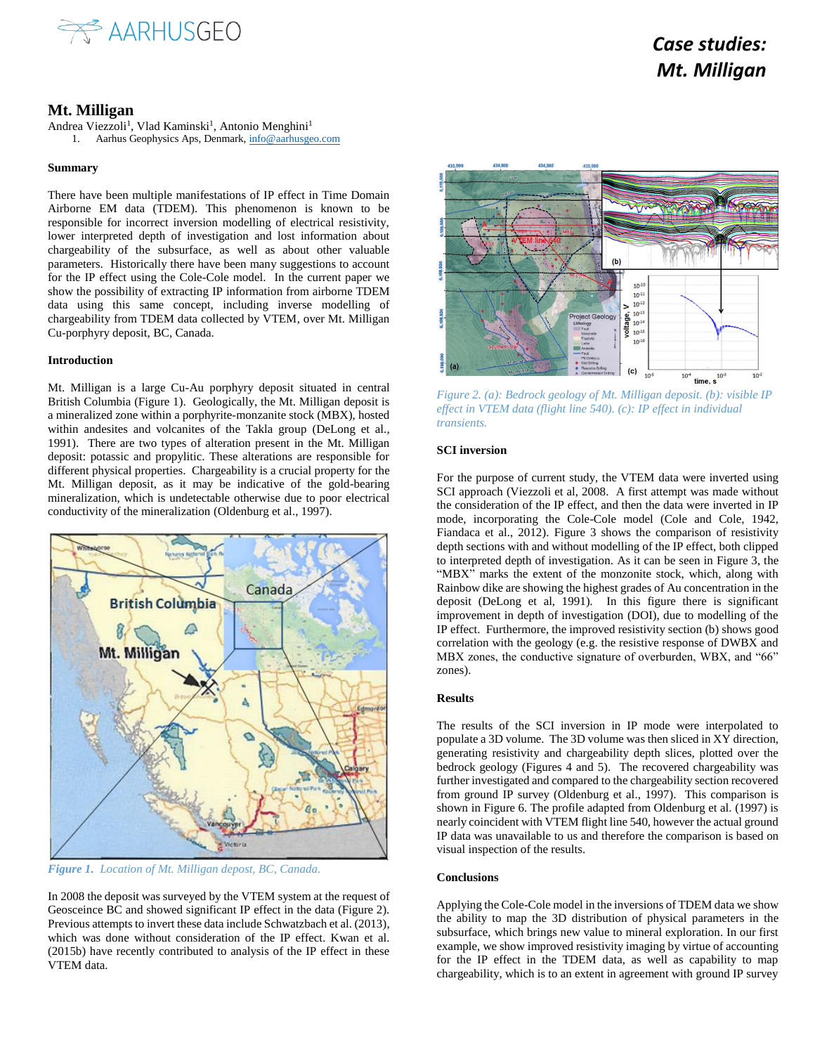# Mt. Milligan

Andrea Viezzoli[1], Vlad Kaminski[1], Antonio Menghini[1]

1. Aarhus Geophysics Aps, Denmark, info@aarhusgeo.com

### Summary

There have been multiple manifestations of IP effect in Time Domain Airborne EM data (TDEM). This phenomenon is known to be responsible for incorrect inversion modelling of electrical resistivity, lower interpreted depth of investigation and lost information about chargeability of the subsurface, as well as about other valuable parameters. Historically there have been many suggestions to account for the IP effect using the Cole-Cole model. In the current paper we show the possibility of extracting IP information from airborne TDEM data using this same concept, including inverse modelling of chargeability from TDEM data collected by VTEM, over Mt. Milligan Cu-porphyry deposit, BC, Canada.

### Introduction

Mt. Milligan is a large Cu-Au porphyry deposit situated in central British Columbia (Figure 1). Geologically, the Mt. Milligan deposit is a mineralized zone within a porphyrite-monzanite stock (MBX), hosted within andesites and volcanites of the Takla group (DeLong et al., 1991). There are two types of alteration present in the Mt. Milligan deposit: potassic and propylitic. These alterations are responsible for different physical properties. Chargeability is a crucial property for the Mt. Milligan deposit, as it may be indicative of the gold-bearing mineralization, which is undetectable otherwise due to poor electrical conductivity of the mineralization (Oldenburg et al., 1997).

*Figure 1. Location of Mt. Milligan depost, BC, Canada.*

In 2008 the deposit was surveyed by the VTEM system at the request of Geosceince BC and showed significant IP effect in the data (Figure 2). Previous attempts to invert these data include Schwatzbach et al. (2013), which was done without consideration of the IP effect. Kwan et al. (2015b) have recently contributed to analysis of the IP effect in these VTEM data.

*Figure 2. (a): Bedrock geology of Mt. Milligan deposit. (b): visible IP effect in VTEM data (flight line 540). (c): IP effect in individual transients.*

### SCI inversion

For the purpose of current study, the VTEM data were inverted using SCI approach (Viezzoli et al, 2008. A first attempt was made without the consideration of the IP effect, and then the data were inverted in IP mode, incorporating the Cole-Cole model (Cole and Cole, 1942, Fiandaca et al., 2012). Figure 3 shows the comparison of resistivity depth sections with and without modelling of the IP effect, both clipped to interpreted depth of investigation. As it can be seen in Figure 3, the "MBX" marks the extent of the monzonite stock, which, along with Rainbow dike are showing the highest grades of Au concentration in the deposit (DeLong et al, 1991). In this figure there is significant improvement in depth of investigation (DOI), due to modelling of the IP effect. Furthermore, the improved resistivity section (b) shows good correlation with the geology (e.g. the resistive response of DWBX and MBX zones, the conductive signature of overburden, WBX, and "66" zones).

### Results

The results of the SCI inversion in IP mode were interpolated to populate a 3D volume. The 3D volume was then sliced in XY direction, generating resistivity and chargeability depth slices, plotted over the bedrock geology (Figures 4 and 5). The recovered chargeability was further investigated and compared to the chargeability section recovered from ground IP survey (Oldenburg et al., 1997). This comparison is shown in Figure 6. The profile adapted from Oldenburg et al. (1997) is nearly coincident with VTEM flight line 540, however the actual ground IP data was unavailable to us and therefore the comparison is based on visual inspection of the results.

### Conclusions

Applying the Cole-Cole model in the inversions of TDEM data we show the ability to map the 3D distribution of physical parameters in the subsurface, which brings new value to mineral exploration. In our first example, we show improved resistivity imaging by virtue of accounting for the IP effect in the TDEM data, as well as capability to map chargeability, which is to an extent in agreement with ground IP survey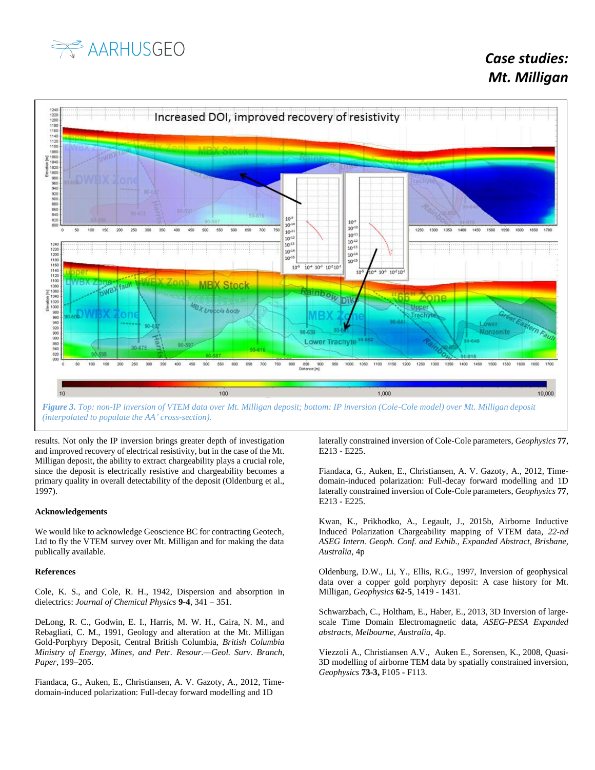**Figure 3.** *Top: non-IP inversion of VTEM data over Mt. Milligan deposit; bottom: IP inversion (Cole-Cole model) over Mt. Milligan deposit (interpolated to populate the AA' cross-section).*

results. Not only the IP inversion brings greater depth of investigation and improved recovery of electrical resistivity, but in the case of the Mt. Milligan deposit, the ability to extract chargeability plays a crucial role, since the deposit is electrically resistive and chargeability becomes a primary quality in overall detectability of the deposit (Oldenburg et al., 1997).

### Acknowledgements

We would like to acknowledge Geoscience BC for contracting Geotech, Ltd to fly the VTEM survey over Mt. Milligan and for making the data publically available.

### References

Cole, K. S., and Cole, R. H., 1942, Dispersion and absorption in dielectrics: *Journal of Chemical Physics* **9-4**, 341 – 351.

DeLong, R. C., Godwin, E. I., Harris, M. W. H., Caira, N. M., and Rebagliati, C. M., 1991, Geology and alteration at the Mt. Milligan Gold-Porphyry Deposit, Central British Columbia, *British Columbia Ministry of Energy, Mines, and Petr. Resour.—Geol. Surv. Branch, Paper*, 199–205.

Fiandaca, G., Auken, E., Christiansen, A. V. Gazoty, A., 2012, Time-domain-induced polarization: Full-decay forward modelling and 1D laterally constrained inversion of Cole-Cole parameters, *Geophysics* **77**, E213 - E225.

Fiandaca, G., Auken, E., Christiansen, A. V. Gazoty, A., 2012, Time-domain-induced polarization: Full-decay forward modelling and 1D laterally constrained inversion of Cole-Cole parameters, *Geophysics* **77**, E213 - E225.

Kwan, K., Prikhodko, A., Legault, J., 2015b, Airborne Inductive Induced Polarization Chargeability mapping of VTEM data, *22-nd ASEG Intern. Geoph. Conf. and Exhib., Expanded Abstract, Brisbane, Australia*, 4p

Oldenburg, D.W., Li, Y., Ellis, R.G., 1997, Inversion of geophysical data over a copper gold porphyry deposit: A case history for Mt. Milligan, *Geophysics* **62-5**, 1419 - 1431.

Schwarzbach, C., Holtham, E., Haber, E., 2013, 3D Inversion of large-scale Time Domain Electromagnetic data, *ASEG-PESA Expanded abstracts, Melbourne, Australia*, 4p.

Viezzoli A., Christiansen A.V., Auken E., Sorensen, K., 2008, Quasi-3D modelling of airborne TEM data by spatially constrained inversion, *Geophysics* **73-3,** F105 - F113.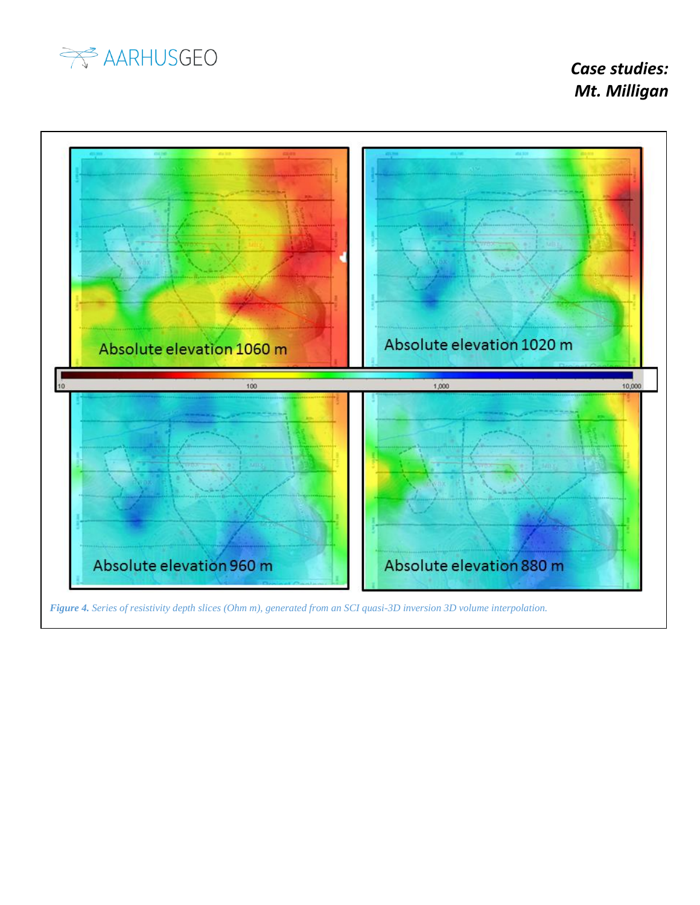*Figure 4. Series of resistivity depth slices (Ohm m), generated from an SCI quasi-3D inversion 3D volume interpolation.*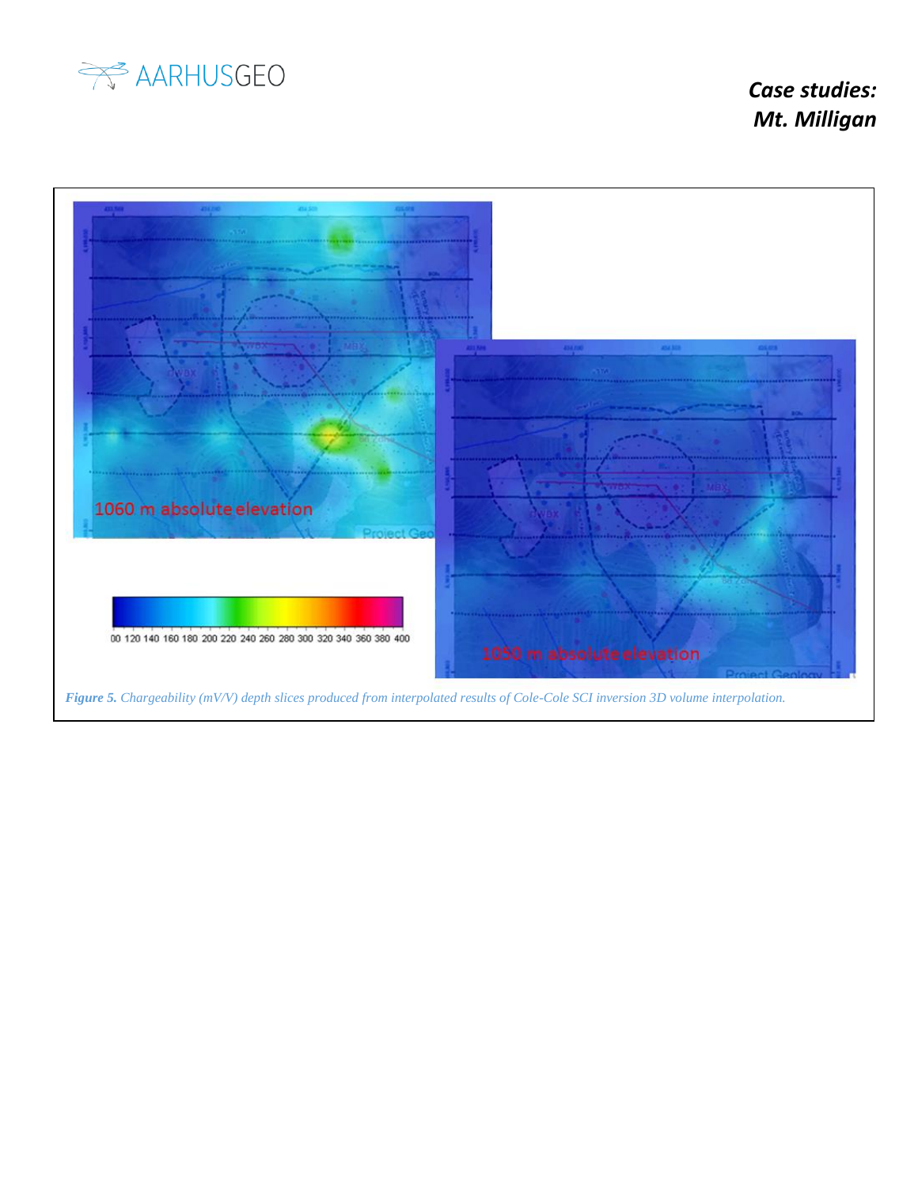*Figure 5. Chargeability (mV/V) depth slices produced from interpolated results of Cole-Cole SCI inversion 3D volume interpolation.*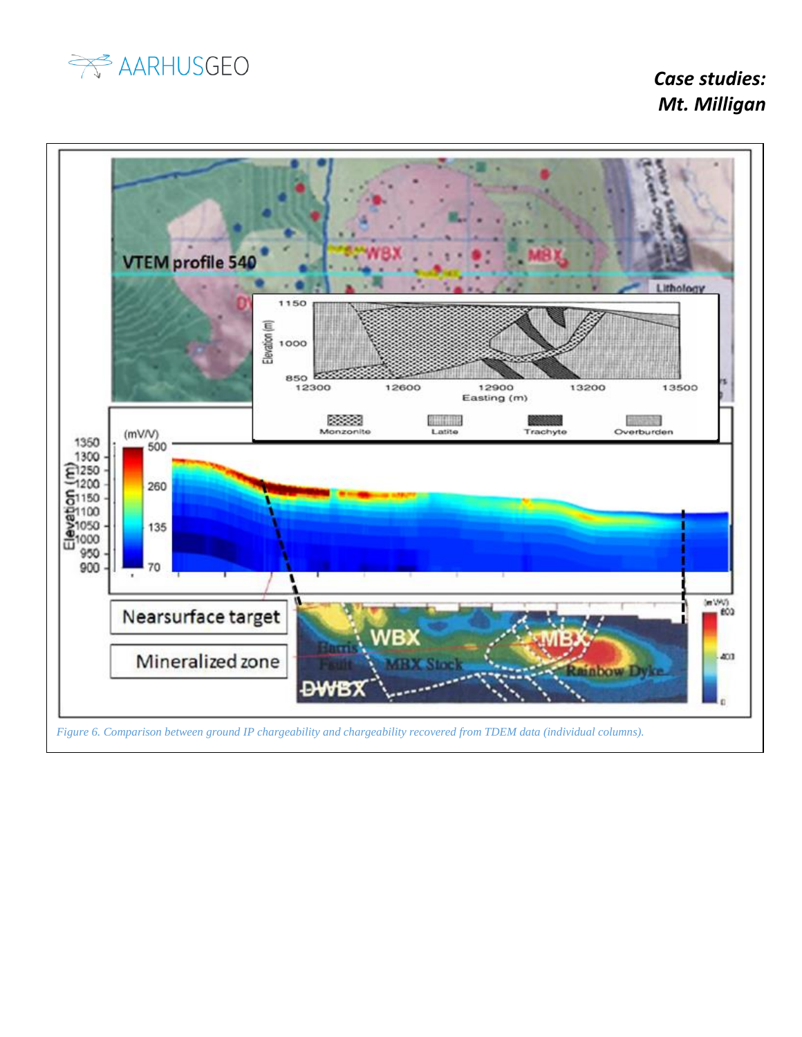VTEM profile 540

WBX

MBX

Lithology

1150

1000

850

Elevation (m)

12300

12600

12900

13200

13500

Easting (m)

Monzonite

Latite

Trachyte

Overburden

(mV/V)

500

260

135

70

1350

1300

1250

1200

1150

1100

1050

1000

950

900

Elevation (m)

Nearsurface target

Mineralized zone

WBX

MBX

Harris Fault

MBX Stock

Rainbow Dyke

DWBX

(mV/V)

800

400

0

*Figure 6. Comparison between ground IP chargeability and chargeability recovered from TDEM data (individual columns).*